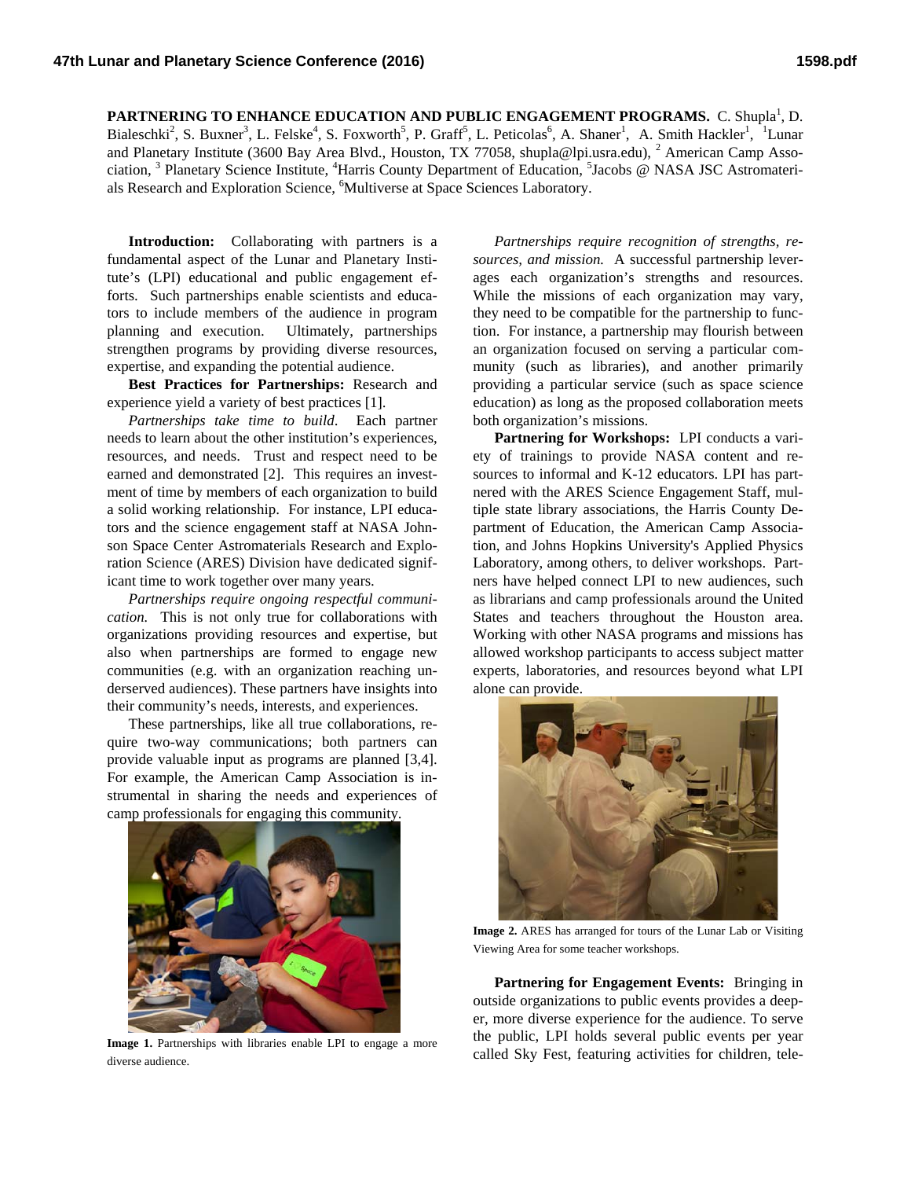**PARTNERING TO ENHANCE EDUCATION AND PUBLIC ENGAGEMENT PROGRAMS.** C. Shupla[1], D. Bialeschki[2], S. Buxner[3], L. Felske[4], S. Foxworth[5], P. Graff[5], L. Peticolas[6], A. Shaner[1], A. Smith Hackler[1], [1]Lunar and Planetary Institute (3600 Bay Area Blvd., Houston, TX 77058, shupla@lpi.usra.edu), [2] American Camp Association, [3] Planetary Science Institute, [4]Harris County Department of Education, [5]Jacobs @ NASA JSC Astromaterials Research and Exploration Science, [6]Multiverse at Space Sciences Laboratory.

**Introduction:** Collaborating with partners is a fundamental aspect of the Lunar and Planetary Institute's (LPI) educational and public engagement efforts. Such partnerships enable scientists and educators to include members of the audience in program planning and execution. Ultimately, partnerships strengthen programs by providing diverse resources, expertise, and expanding the potential audience.

**Best Practices for Partnerships:** Research and experience yield a variety of best practices [1].

*Partnerships take time to build.* Each partner needs to learn about the other institution's experiences, resources, and needs. Trust and respect need to be earned and demonstrated [2]. This requires an investment of time by members of each organization to build a solid working relationship. For instance, LPI educators and the science engagement staff at NASA Johnson Space Center Astromaterials Research and Exploration Science (ARES) Division have dedicated significant time to work together over many years.

*Partnerships require ongoing respectful communication.* This is not only true for collaborations with organizations providing resources and expertise, but also when partnerships are formed to engage new communities (e.g. with an organization reaching underserved audiences). These partners have insights into their community's needs, interests, and experiences.

These partnerships, like all true collaborations, require two-way communications; both partners can provide valuable input as programs are planned [3,4]. For example, the American Camp Association is instrumental in sharing the needs and experiences of camp professionals for engaging this community.

**Image 1.** Partnerships with libraries enable LPI to engage a more diverse audience.

*Partnerships require recognition of strengths, resources, and mission.* A successful partnership leverages each organization's strengths and resources. While the missions of each organization may vary, they need to be compatible for the partnership to function. For instance, a partnership may flourish between an organization focused on serving a particular community (such as libraries), and another primarily providing a particular service (such as space science education) as long as the proposed collaboration meets both organization's missions.

**Partnering for Workshops:** LPI conducts a variety of trainings to provide NASA content and resources to informal and K-12 educators. LPI has partnered with the ARES Science Engagement Staff, multiple state library associations, the Harris County Department of Education, the American Camp Association, and Johns Hopkins University's Applied Physics Laboratory, among others, to deliver workshops. Partners have helped connect LPI to new audiences, such as librarians and camp professionals around the United States and teachers throughout the Houston area. Working with other NASA programs and missions has allowed workshop participants to access subject matter experts, laboratories, and resources beyond what LPI alone can provide.

**Image 2.** ARES has arranged for tours of the Lunar Lab or Visiting Viewing Area for some teacher workshops.

**Partnering for Engagement Events:** Bringing in outside organizations to public events provides a deeper, more diverse experience for the audience. To serve the public, LPI holds several public events per year called Sky Fest, featuring activities for children, tele-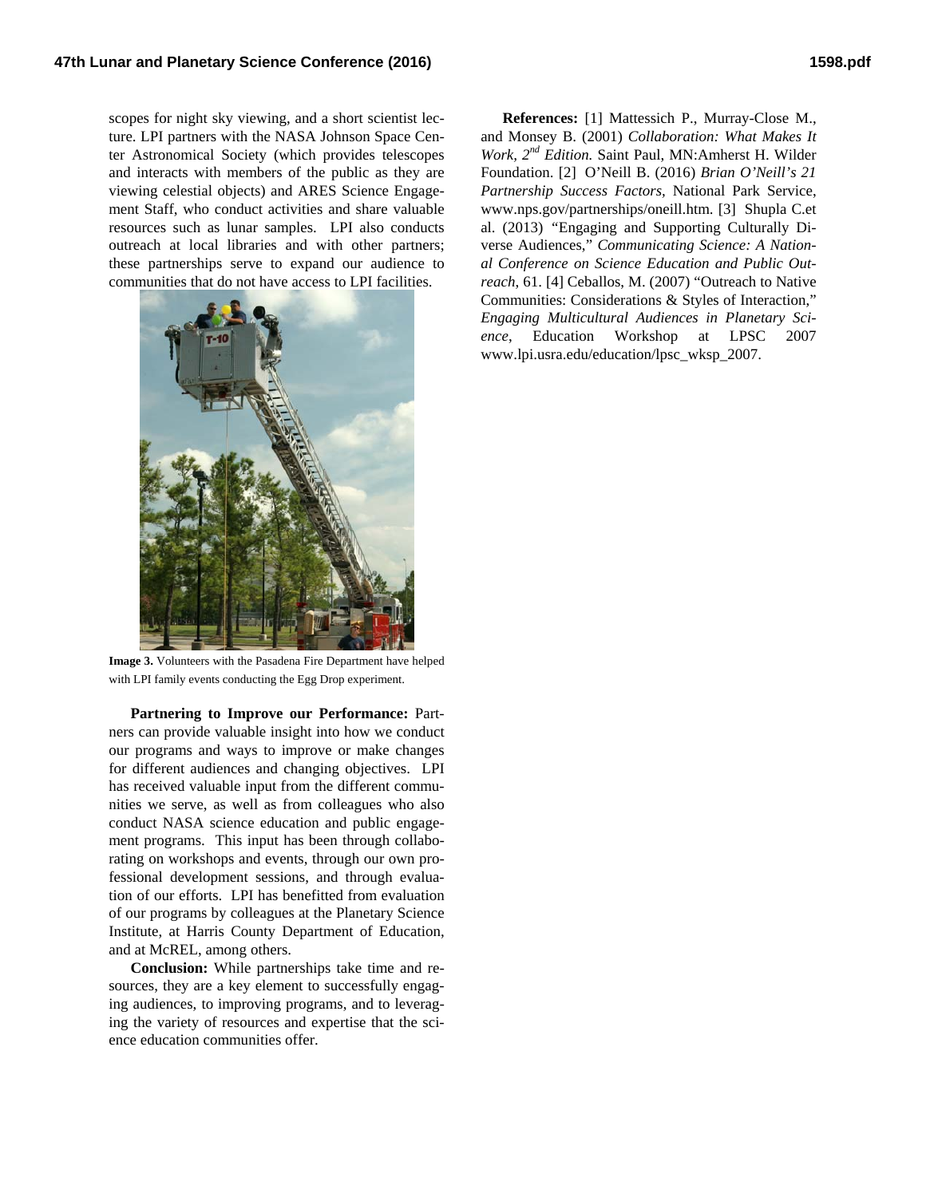scopes for night sky viewing, and a short scientist lecture. LPI partners with the NASA Johnson Space Center Astronomical Society (which provides telescopes and interacts with members of the public as they are viewing celestial objects) and ARES Science Engagement Staff, who conduct activities and share valuable resources such as lunar samples. LPI also conducts outreach at local libraries and with other partners; these partnerships serve to expand our audience to communities that do not have access to LPI facilities.

**Image 3.** Volunteers with the Pasadena Fire Department have helped with LPI family events conducting the Egg Drop experiment.

**Partnering to Improve our Performance:** Partners can provide valuable insight into how we conduct our programs and ways to improve or make changes for different audiences and changing objectives. LPI has received valuable input from the different communities we serve, as well as from colleagues who also conduct NASA science education and public engagement programs. This input has been through collaborating on workshops and events, through our own professional development sessions, and through evaluation of our efforts. LPI has benefitted from evaluation of our programs by colleagues at the Planetary Science Institute, at Harris County Department of Education, and at McREL, among others.

**Conclusion:** While partnerships take time and resources, they are a key element to successfully engaging audiences, to improving programs, and to leveraging the variety of resources and expertise that the science education communities offer.

**References:** [1] Mattessich P., Murray-Close M., and Monsey B. (2001) *Collaboration: What Makes It Work, 2nd Edition.* Saint Paul, MN:Amherst H. Wilder Foundation. [2] O'Neill B. (2016) *Brian O'Neill's 21 Partnership Success Factors*, National Park Service, www.nps.gov/partnerships/oneill.htm. [3] Shupla C.et al. (2013) "Engaging and Supporting Culturally Diverse Audiences," *Communicating Science: A National Conference on Science Education and Public Outreach*, 61. [4] Ceballos, M. (2007) "Outreach to Native Communities: Considerations & Styles of Interaction," *Engaging Multicultural Audiences in Planetary Science*, Education Workshop at LPSC 2007 www.lpi.usra.edu/education/lpsc_wksp_2007.